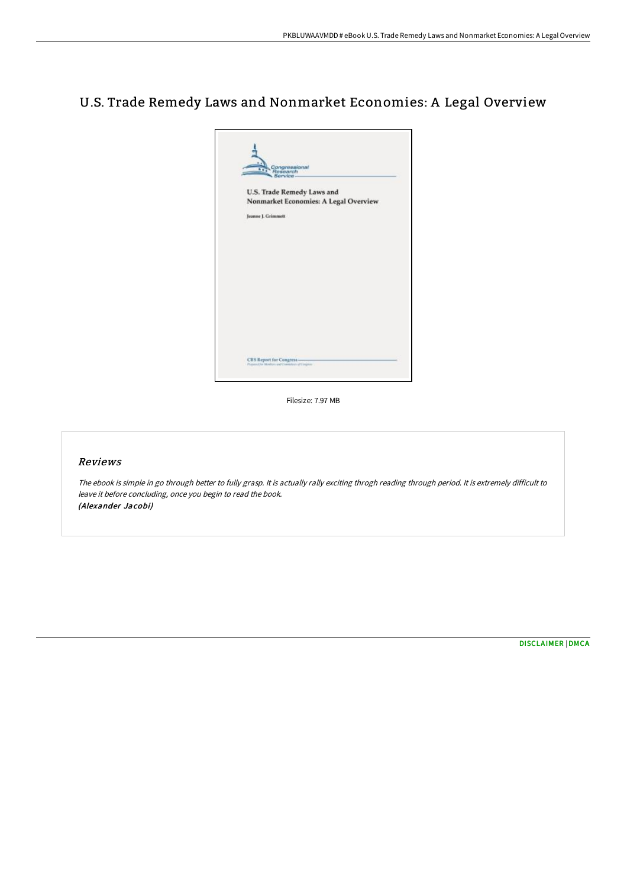# U.S. Trade Remedy Laws and Nonmarket Economies: A Legal Overview

Filesize: 7.97 MB

## Reviews

*The ebook is simple in go through better to fully grasp. It is actually rally exciting throgh reading through period. It is extremely difficult to leave it before concluding, once you begin to read the book.*
*(Alexander Jacobi)*

[DISCLAIMER](#) | [DMCA](#)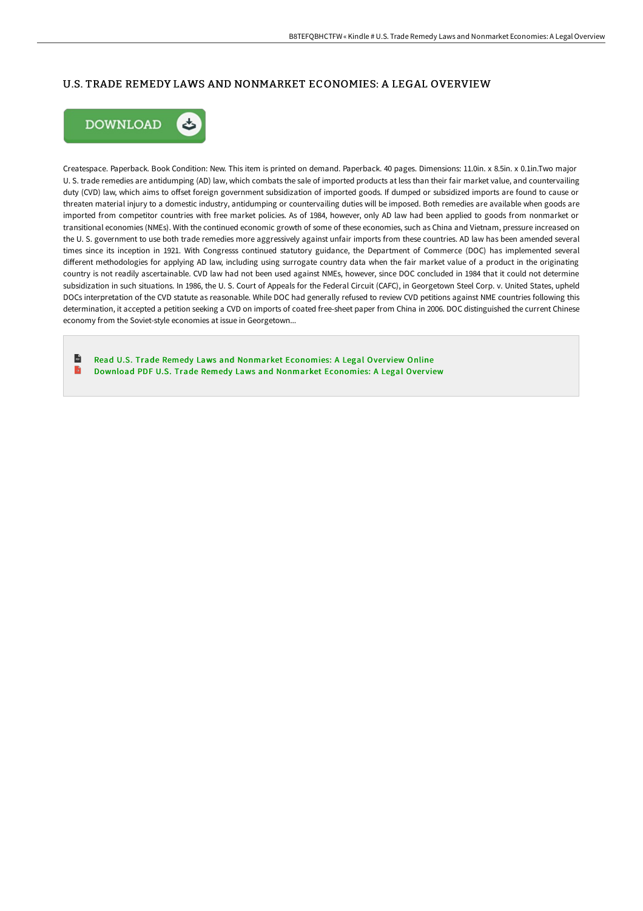## U.S. TRADE REMEDY LAWS AND NONMARKET ECONOMIES: A LEGAL OVERVIEW

DOWNLOAD

Createspace. Paperback. Book Condition: New. This item is printed on demand. Paperback. 40 pages. Dimensions: 11.0in. x 8.5in. x 0.1in.Two major U. S. trade remedies are antidumping (AD) law, which combats the sale of imported products at less than their fair market value, and countervailing duty (CVD) law, which aims to offset foreign government subsidization of imported goods. If dumped or subsidized imports are found to cause or threaten material injury to a domestic industry, antidumping or countervailing duties will be imposed. Both remedies are available when goods are imported from competitor countries with free market policies. As of 1984, however, only AD law had been applied to goods from nonmarket or transitional economies (NMEs). With the continued economic growth of some of these economies, such as China and Vietnam, pressure increased on the U. S. government to use both trade remedies more aggressively against unfair imports from these countries. AD law has been amended several times since its inception in 1921. With Congresss continued statutory guidance, the Department of Commerce (DOC) has implemented several different methodologies for applying AD law, including using surrogate country data when the fair market value of a product in the originating country is not readily ascertainable. CVD law had not been used against NMEs, however, since DOC concluded in 1984 that it could not determine subsidization in such situations. In 1986, the U. S. Court of Appeals for the Federal Circuit (CAFC), in Georgetown Steel Corp. v. United States, upheld DOCs interpretation of the CVD statute as reasonable. While DOC had generally refused to review CVD petitions against NME countries following this determination, it accepted a petition seeking a CVD on imports of coated free-sheet paper from China in 2006. DOC distinguished the current Chinese economy from the Soviet-style economies at issue in Georgetown...

Read U.S. Trade Remedy Laws and Nonmarket Economies: A Legal Overview Online

Download PDF U.S. Trade Remedy Laws and Nonmarket Economies: A Legal Overview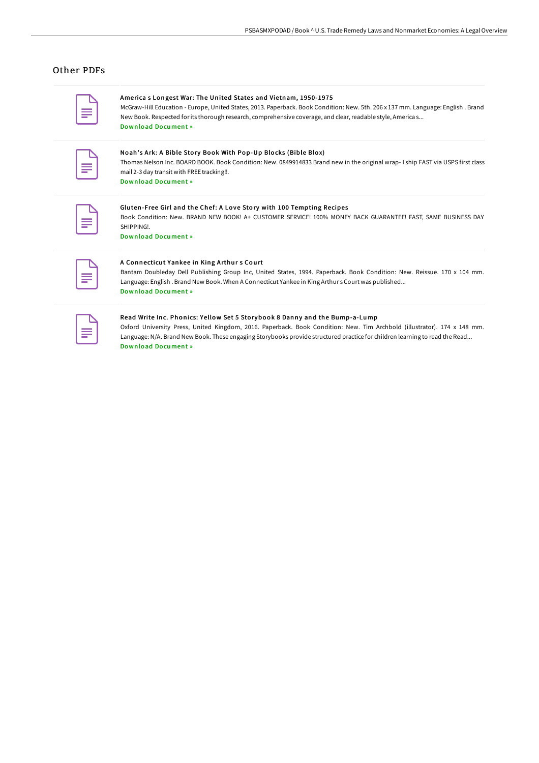## Other PDFs

### America s Longest War: The United States and Vietnam, 1950-1975

McGraw-Hill Education - Europe, United States, 2013. Paperback. Book Condition: New. 5th. 206 x 137 mm. Language: English . Brand New Book. Respected for its thorough research, comprehensive coverage, and clear, readable style, America s...

Download Document »

### Noah's Ark: A Bible Story Book With Pop-Up Blocks (Bible Blox)

Thomas Nelson Inc. BOARD BOOK. Book Condition: New. 0849914833 Brand new in the original wrap- I ship FAST via USPS first class mail 2-3 day transit with FREE tracking!!.

Download Document »

### Gluten-Free Girl and the Chef: A Love Story with 100 Tempting Recipes

Book Condition: New. BRAND NEW BOOK! A+ CUSTOMER SERVICE! 100% MONEY BACK GUARANTEE! FAST, SAME BUSINESS DAY SHIPPING!.

Download Document »

### A Connecticut Yankee in King Arthur s Court

Bantam Doubleday Dell Publishing Group Inc, United States, 1994. Paperback. Book Condition: New. Reissue. 170 x 104 mm. Language: English . Brand New Book. When A Connecticut Yankee in King Arthur s Court was published...

Download Document »

### Read Write Inc. Phonics: Yellow Set 5 Storybook 8 Danny and the Bump-a-Lump

Oxford University Press, United Kingdom, 2016. Paperback. Book Condition: New. Tim Archbold (illustrator). 174 x 148 mm. Language: N/A. Brand New Book. These engaging Storybooks provide structured practice for children learning to read the Read...

Download Document »